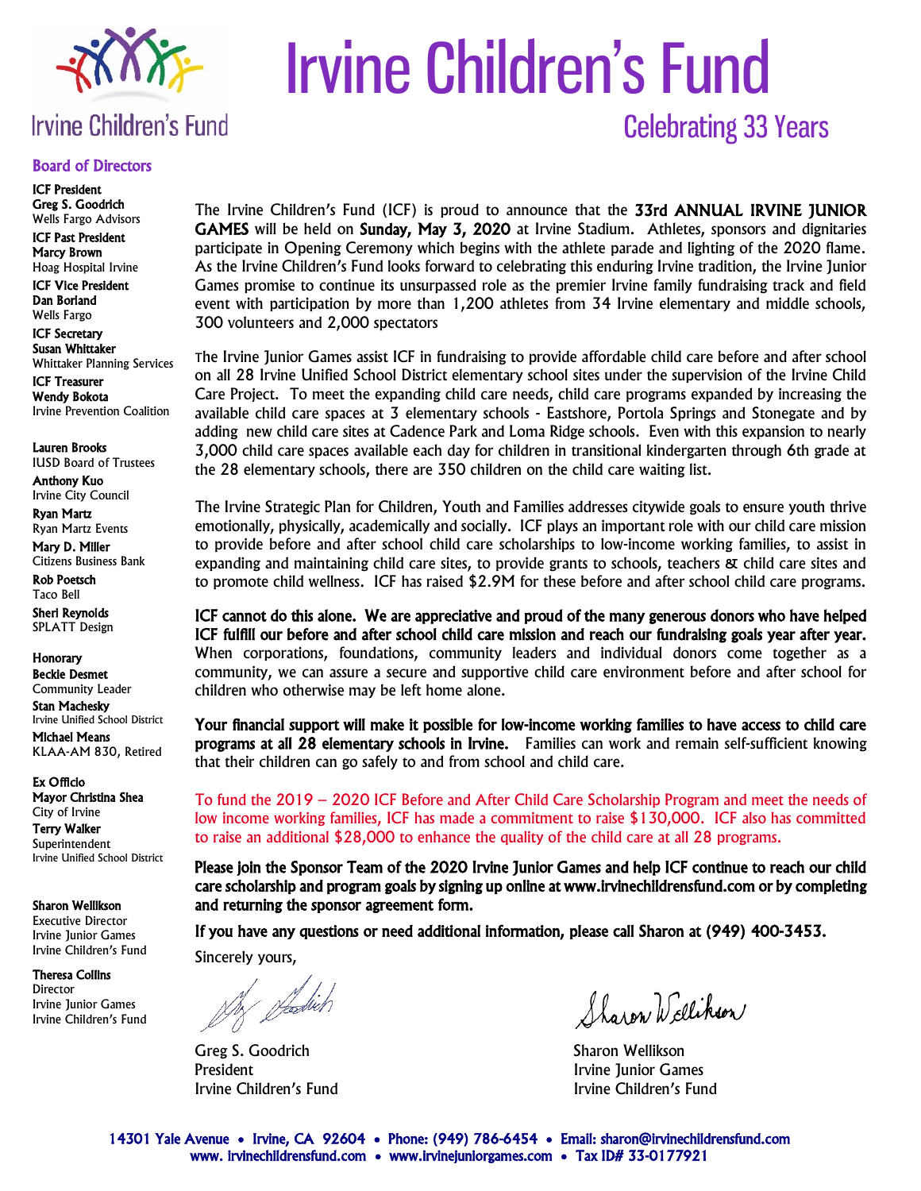Irvine Children's Fund

# Irvine Children's Fund

## Celebrating 33 Years

### Board of Directors

**ICF President**
**Greg S. Goodrich**
Wells Fargo Advisors

**ICF Past President**
**Marcy Brown**
Hoag Hospital Irvine

**ICF Vice President**
**Dan Borland**
Wells Fargo

**ICF Secretary**
**Susan Whittaker**
Whittaker Planning Services

**ICF Treasurer**
**Wendy Bokota**
Irvine Prevention Coalition

**Lauren Brooks**
IUSD Board of Trustees

**Anthony Kuo**
Irvine City Council

**Ryan Martz**
Ryan Martz Events

**Mary D. Miller**
Citizens Business Bank

**Rob Poetsch**
Taco Bell

**Sheri Reynolds**
SPLATT Design

**Honorary**
**Beckie Desmet**
Community Leader

**Stan Machesky**
Irvine Unified School District

**Michael Means**
KLAA-AM 830, Retired

**Ex Officio**
**Mayor Christina Shea**
City of Irvine

**Terry Walker**
Superintendent
Irvine Unified School District

**Sharon Wellikson**
Executive Director
Irvine Junior Games
Irvine Children's Fund

**Theresa Collins**
Director
Irvine Junior Games
Irvine Children's Fund

The Irvine Children's Fund (ICF) is proud to announce that the **33rd ANNUAL IRVINE JUNIOR GAMES** will be held on **Sunday, May 3, 2020** at Irvine Stadium. Athletes, sponsors and dignitaries participate in Opening Ceremony which begins with the athlete parade and lighting of the 2020 flame. As the Irvine Children's Fund looks forward to celebrating this enduring Irvine tradition, the Irvine Junior Games promise to continue its unsurpassed role as the premier Irvine family fundraising track and field event with participation by more than 1,200 athletes from 34 Irvine elementary and middle schools, 300 volunteers and 2,000 spectators

The Irvine Junior Games assist ICF in fundraising to provide affordable child care before and after school on all 28 Irvine Unified School District elementary school sites under the supervision of the Irvine Child Care Project. To meet the expanding child care needs, child care programs expanded by increasing the available child care spaces at 3 elementary schools - Eastshore, Portola Springs and Stonegate and by adding new child care sites at Cadence Park and Loma Ridge schools. Even with this expansion to nearly 3,000 child care spaces available each day for children in transitional kindergarten through 6th grade at the 28 elementary schools, there are 350 children on the child care waiting list.

The Irvine Strategic Plan for Children, Youth and Families addresses citywide goals to ensure youth thrive emotionally, physically, academically and socially. ICF plays an important role with our child care mission to provide before and after school child care scholarships to low-income working families, to assist in expanding and maintaining child care sites, to provide grants to schools, teachers & child care sites and to promote child wellness. ICF has raised $2.9M for these before and after school child care programs.

**ICF cannot do this alone. We are appreciative and proud of the many generous donors who have helped ICF fulfill our before and after school child care mission and reach our fundraising goals year after year.** When corporations, foundations, community leaders and individual donors come together as a community, we can assure a secure and supportive child care environment before and after school for children who otherwise may be left home alone.

**Your financial support will make it possible for low-income working families to have access to child care programs at all 28 elementary schools in Irvine.** Families can work and remain self-sufficient knowing that their children can go safely to and from school and child care.

To fund the 2019 – 2020 ICF Before and After Child Care Scholarship Program and meet the needs of low income working families, ICF has made a commitment to raise $130,000. ICF also has committed to raise an additional $28,000 to enhance the quality of the child care at all 28 programs.

**Please join the Sponsor Team of the 2020 Irvine Junior Games and help ICF continue to reach our child care scholarship and program goals by signing up online at www.irvinechildrensfund.com or by completing and returning the sponsor agreement form.**

**If you have any questions or need additional information, please call Sharon at (949) 400-3453.**

Sincerely yours,

Greg S. Goodrich
President
Irvine Children's Fund

Sharon Wellikson
Irvine Junior Games
Irvine Children's Fund

14301 Yale Avenue • Irvine, CA 92604 • Phone: (949) 786-6454 • Email: sharon@irvinechildrensfund.com
www. irvinechildrensfund.com • www.irvinejuniorgames.com • Tax ID# 33-0177921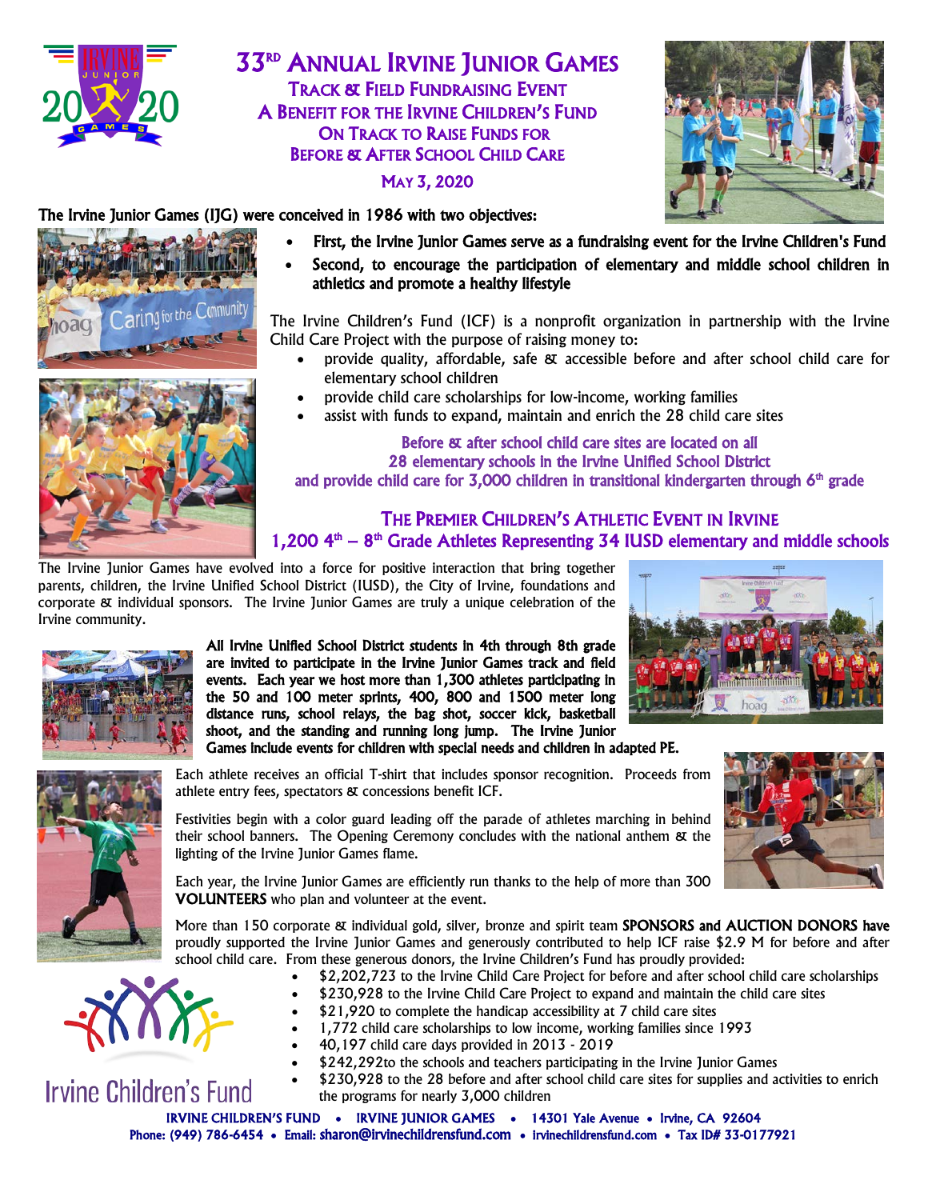# 33[RD] Annual Irvine Junior Games

## Track & Field Fundraising Event
## A Benefit for the Irvine Children's Fund
## On Track to Raise Funds for Before & After School Child Care

**May 3, 2020**

**The Irvine Junior Games (IJG) were conceived in 1986 with two objectives:**

- **First, the Irvine Junior Games serve as a fundraising event for the Irvine Children's Fund**
- **Second, to encourage the participation of elementary and middle school children in athletics and promote a healthy lifestyle**

The Irvine Children's Fund (ICF) is a nonprofit organization in partnership with the Irvine Child Care Project with the purpose of raising money to:

- provide quality, affordable, safe & accessible before and after school child care for elementary school children
- provide child care scholarships for low-income, working families
- assist with funds to expand, maintain and enrich the 28 child care sites

Before & after school child care sites are located on all 28 elementary schools in the Irvine Unified School District and provide child care for 3,000 children in transitional kindergarten through 6th grade

## The Premier Children's Athletic Event in Irvine

**1,200 4th – 8th Grade Athletes Representing 34 IUSD elementary and middle schools**

The Irvine Junior Games have evolved into a force for positive interaction that bring together parents, children, the Irvine Unified School District (IUSD), the City of Irvine, foundations and corporate & individual sponsors. The Irvine Junior Games are truly a unique celebration of the Irvine community.

**All Irvine Unified School District students in 4th through 8th grade are invited to participate in the Irvine Junior Games track and field events. Each year we host more than 1,300 athletes participating in the 50 and 100 meter sprints, 400, 800 and 1500 meter long distance runs, school relays, the bag shot, soccer kick, basketball shoot, and the standing and running long jump. The Irvine Junior Games include events for children with special needs and children in adapted PE.**

Each athlete receives an official T-shirt that includes sponsor recognition. Proceeds from athlete entry fees, spectators & concessions benefit ICF.

Festivities begin with a color guard leading off the parade of athletes marching in behind their school banners. The Opening Ceremony concludes with the national anthem & the lighting of the Irvine Junior Games flame.

Each year, the Irvine Junior Games are efficiently run thanks to the help of more than 300 **VOLUNTEERS** who plan and volunteer at the event.

More than 150 corporate & individual gold, silver, bronze and spirit team **SPONSORS and AUCTION DONORS** have proudly supported the Irvine Junior Games and generously contributed to help ICF raise $2.9 M for before and after school child care. From these generous donors, the Irvine Children's Fund has proudly provided:

- $2,202,723 to the Irvine Child Care Project for before and after school child care scholarships
- $230,928 to the Irvine Child Care Project to expand and maintain the child care sites
- $21,920 to complete the handicap accessibility at 7 child care sites
- 1,772 child care scholarships to low income, working families since 1993
- 40,197 child care days provided in 2013 - 2019
- $242,292to the schools and teachers participating in the Irvine Junior Games
- $230,928 to the 28 before and after school child care sites for supplies and activities to enrich the programs for nearly 3,000 children

Irvine Children's Fund

**IRVINE CHILDREN'S FUND • IRVINE JUNIOR GAMES • 14301 Yale Avenue • Irvine, CA 92604**
**Phone: (949) 786-6454 • Email: sharon@irvinechildrensfund.com • irvinechildrensfund.com • Tax ID# 33-0177921**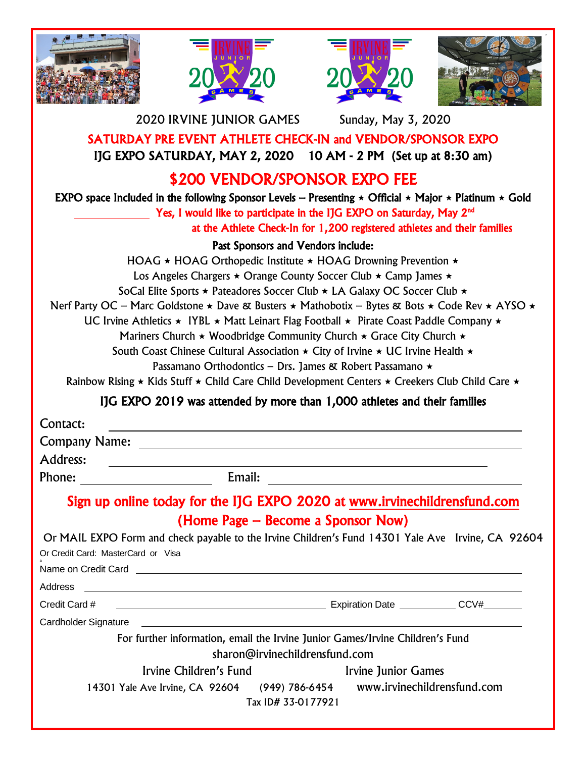2020 IRVINE JUNIOR GAMES Sunday, May 3, 2020

## SATURDAY PRE EVENT ATHLETE CHECK-IN and VENDOR/SPONSOR EXPO

**IJG EXPO SATURDAY, MAY 2, 2020 10 AM - 2 PM (Set up at 8:30 am)**

# $200 VENDOR/SPONSOR EXPO FEE

**EXPO space Included in the following Sponsor Levels – Presenting ⋆ Official ⋆ Major ⋆ Platinum ⋆ Gold**

\_\_\_\_\_\_\_\_\_\_\_\_ **Yes, I would like to participate in the IJG EXPO on Saturday, May 2nd at the Athlete Check-In for 1,200 registered athletes and their families**

**Past Sponsors and Vendors include:**

HOAG ⋆ HOAG Orthopedic Institute ⋆ HOAG Drowning Prevention ⋆ Los Angeles Chargers ⋆ Orange County Soccer Club ⋆ Camp James ⋆ SoCal Elite Sports ⋆ Pateadores Soccer Club ⋆ LA Galaxy OC Soccer Club ⋆ Nerf Party OC – Marc Goldstone ⋆ Dave & Busters ⋆ Mathobotix – Bytes & Bots ⋆ Code Rev ⋆ AYSO ⋆ UC Irvine Athletics ⋆ IYBL ⋆ Matt Leinart Flag Football ⋆ Pirate Coast Paddle Company ⋆ Mariners Church ⋆ Woodbridge Community Church ⋆ Grace City Church ⋆ South Coast Chinese Cultural Association ⋆ City of Irvine ⋆ UC Irvine Health ⋆ Passamano Orthodontics – Drs. James & Robert Passamano ⋆ Rainbow Rising ⋆ Kids Stuff ⋆ Child Care Child Development Centers ⋆ Creekers Club Child Care ⋆

**IJG EXPO 2019 was attended by more than 1,000 athletes and their families**

Contact: \_\_\_\_\_\_\_\_\_\_\_\_\_\_\_\_\_\_\_\_\_\_\_\_\_\_\_\_\_\_\_\_\_\_\_\_\_\_\_\_

Company Name: \_\_\_\_\_\_\_\_\_\_\_\_\_\_\_\_\_\_\_\_\_\_\_\_\_\_\_\_\_\_\_\_\_\_\_\_

Address: \_\_\_\_\_\_\_\_\_\_\_\_\_\_\_\_\_\_\_\_\_\_\_\_\_\_\_\_\_\_\_\_\_\_\_\_\_\_\_\_

Phone: \_\_\_\_\_\_\_\_\_\_\_\_\_\_\_\_ Email: \_\_\_\_\_\_\_\_\_\_\_\_\_\_\_\_\_\_\_\_\_\_\_\_

## Sign up online today for the IJG EXPO 2020 at www.irvinechildrensfund.com (Home Page – Become a Sponsor Now)

Or MAIL EXPO Form and check payable to the Irvine Children's Fund 14301 Yale Ave Irvine, CA 92604

Or Credit Card: MasterCard or Visa

Name on Credit Card \_\_\_\_\_\_\_\_\_\_\_\_\_\_\_\_\_\_\_\_\_\_\_\_\_\_\_\_\_\_\_\_\_\_\_\_

Address \_\_\_\_\_\_\_\_\_\_\_\_\_\_\_\_\_\_\_\_\_\_\_\_\_\_\_\_\_\_\_\_\_\_\_\_\_\_\_\_\_\_\_\_

Credit Card # \_\_\_\_\_\_\_\_\_\_\_\_\_\_\_\_\_\_\_\_\_\_\_\_ Expiration Date \_\_\_\_\_\_\_\_ CCV#\_\_\_\_\_\_

Cardholder Signature \_\_\_\_\_\_\_\_\_\_\_\_\_\_\_\_\_\_\_\_\_\_\_\_\_\_\_\_\_\_\_\_\_\_\_

For further information, email the Irvine Junior Games/Irvine Children's Fund
sharon@irvinechildrensfund.com

Irvine Children's Fund Irvine Junior Games

14301 Yale Ave Irvine, CA 92604 (949) 786-6454 www.irvinechildrensfund.com

Tax ID# 33-0177921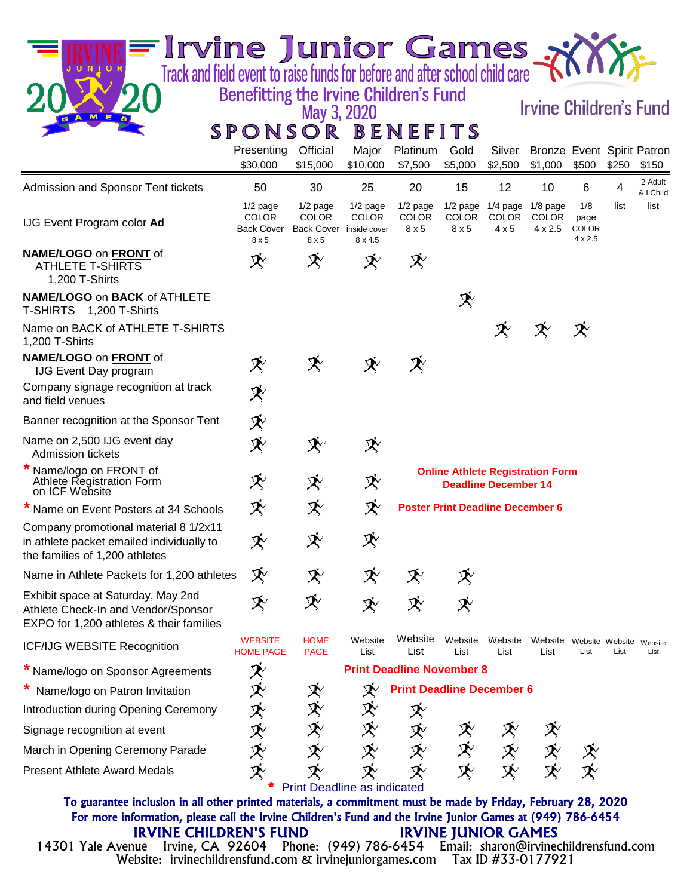# Irvine Junior Games

Track and field event to raise funds for before and after school child care

Benefitting the Irvine Children's Fund

May 3, 2020

Irvine Children's Fund

## SPONSOR BENEFITS

| | Presenting $30,000 | Official $15,000 | Major $10,000 | Platinum $7,500 | Gold $5,000 | Silver $2,500 | Bronze $1,000 | Event $500 | Spirit $250 | Patron $150 |
|---|---|---|---|---|---|---|---|---|---|---|
| Admission and Sponsor Tent tickets | 50 | 30 | 25 | 20 | 15 | 12 | 10 | 6 | 4 | 2 Adult & I Child |
| IJG Event Program color **Ad** | 1/2 page COLOR Back Cover 8 x 5 | 1/2 page COLOR Back Cover 8 x 5 | 1/2 page COLOR inside cover 8 x 4.5 | 1/2 page COLOR 8 x 5 | 1/2 page COLOR 8 x 5 | 1/4 page COLOR 4 x 5 | 1/8 page COLOR 4 x 2.5 | 1/8 page COLOR 4 x 2.5 | list | list |
| **NAME/LOGO** on **FRONT** of ATHLETE T-SHIRTS 1,200 T-Shirts | ✓ | ✓ | ✓ | ✓ | | | | | | |
| **NAME/LOGO** on **BACK** of ATHLETE T-SHIRTS 1,200 T-Shirts | | | | | ✓ | | | | | |
| Name on BACK of ATHLETE T-SHIRTS 1,200 T-Shirts | | | | | | ✓ | ✓ | ✓ | | |
| **NAME/LOGO** on **FRONT** of IJG Event Day program | ✓ | ✓ | ✓ | ✓ | | | | | | |
| Company signage recognition at track and field venues | ✓ | | | | | | | | | |
| Banner recognition at the Sponsor Tent | ✓ | | | | | | | | | |
| Name on 2,500 IJG event day Admission tickets | ✓ | ✓ | ✓ | | | | | | | |
| * Name/logo on FRONT of Athlete Registration Form on ICF Website | ✓ | ✓ | ✓ | **Online Athlete Registration Form Deadline December 14** | | | | | | |
| * Name on Event Posters at 34 Schools | ✓ | ✓ | ✓ | **Poster Print Deadline December 6** | | | | | | |
| Company promotional material 8 1/2x11 in athlete packet emailed individually to the families of 1,200 athletes | ✓ | ✓ | ✓ | | | | | | | |
| Name in Athlete Packets for 1,200 athletes | ✓ | ✓ | ✓ | ✓ | ✓ | | | | | |
| Exhibit space at Saturday, May 2nd Athlete Check-In and Vendor/Sponsor EXPO for 1,200 athletes & their families | ✓ | ✓ | ✓ | ✓ | ✓ | | | | | |
| ICF/IJG WEBSITE Recognition | WEBSITE HOME PAGE | HOME PAGE | Website List | Website List | Website List | Website List | Website List | Website List | Website List | Website List |
| * Name/logo on Sponsor Agreements | ✓ | **Print Deadline November 8** | | | | | | | | |
| * Name/logo on Patron Invitation | ✓ | ✓ | ✓ | **Print Deadline December 6** | | | | | | |
| Introduction during Opening Ceremony | ✓ | ✓ | ✓ | ✓ | | | | | | |
| Signage recognition at event | ✓ | ✓ | ✓ | ✓ | ✓ | ✓ | ✓ | | | |
| March in Opening Ceremony Parade | ✓ | ✓ | ✓ | ✓ | ✓ | ✓ | ✓ | ✓ | | |
| Present Athlete Award Medals | ✓ | ✓ | ✓ | ✓ | ✓ | ✓ | ✓ | ✓ | | |

* Print Deadline as indicated

**To guarantee inclusion in all other printed materials, a commitment must be made by Friday, February 28, 2020**

**For more information, please call the Irvine Children's Fund and the Irvine Junior Games at (949) 786-6454**

**IRVINE CHILDREN'S FUND** **IRVINE JUNIOR GAMES**

14301 Yale Avenue Irvine, CA 92604 Phone: (949) 786-6454 Email: sharon@irvinechildrensfund.com

Website: irvinechildrensfund.com & irvinejuniorgames.com Tax ID #33-0177921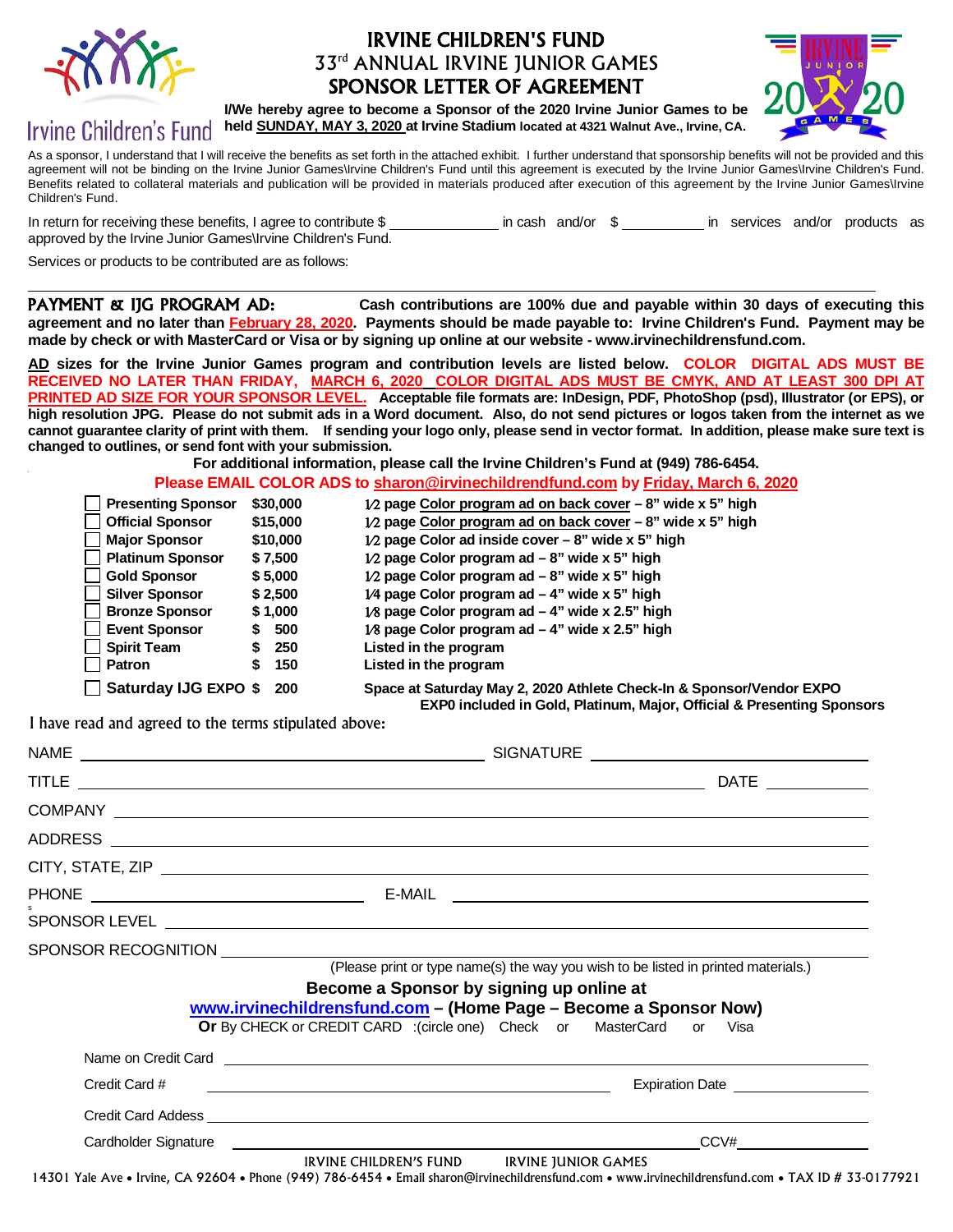# IRVINE CHILDREN'S FUND

## 33rd ANNUAL IRVINE JUNIOR GAMES

## SPONSOR LETTER OF AGREEMENT

Irvine Children's Fund

**I/We hereby agree to become a Sponsor of the 2020 Irvine Junior Games to be held SUNDAY, MAY 3, 2020 at Irvine Stadium located at 4321 Walnut Ave., Irvine, CA.**

As a sponsor, I understand that I will receive the benefits as set forth in the attached exhibit. I further understand that sponsorship benefits will not be provided and this agreement will not be binding on the Irvine Junior Games\Irvine Children's Fund until this agreement is executed by the Irvine Junior Games\Irvine Children's Fund. Benefits related to collateral materials and publication will be provided in materials produced after execution of this agreement by the Irvine Junior Games\Irvine Children's Fund.

In return for receiving these benefits, I agree to contribute $ ____________ in cash and/or $ __________ in services and/or products as approved by the Irvine Junior Games\Irvine Children's Fund.

Services or products to be contributed are as follows:

______________________________________________________________________________

**PAYMENT & IJG PROGRAM AD:** **Cash contributions are 100% due and payable within 30 days of executing this agreement and no later than February 28, 2020. Payments should be made payable to: Irvine Children's Fund. Payment may be made by check or with MasterCard or Visa or by signing up online at our website - www.irvinechildrensfund.com.**

**AD sizes for the Irvine Junior Games program and contribution levels are listed below. COLOR DIGITAL ADS MUST BE RECEIVED NO LATER THAN FRIDAY, MARCH 6, 2020 COLOR DIGITAL ADS MUST BE CMYK, AND AT LEAST 300 DPI AT PRINTED AD SIZE FOR YOUR SPONSOR LEVEL. Acceptable file formats are: InDesign, PDF, PhotoShop (psd), Illustrator (or EPS), or high resolution JPG. Please do not submit ads in a Word document. Also, do not send pictures or logos taken from the internet as we cannot guarantee clarity of print with them. If sending your logo only, please send in vector format. In addition, please make sure text is changed to outlines, or send font with your submission.**

**For additional information, please call the Irvine Children's Fund at (949) 786-6454.**

**Please EMAIL COLOR ADS to sharon@irvinechildrendfund.com by Friday, March 6, 2020**

| | | |
|---|---|---|
| ☐ **Presenting Sponsor** | **$30,000** | **1/2 page Color program ad on back cover – 8" wide x 5" high** |
| ☐ **Official Sponsor** | **$15,000** | **1/2 page Color program ad on back cover – 8" wide x 5" high** |
| ☐ **Major Sponsor** | **$10,000** | **1/2 page Color ad inside cover – 8" wide x 5" high** |
| ☐ **Platinum Sponsor** | **$ 7,500** | **1/2 page Color program ad – 8" wide x 5" high** |
| ☐ **Gold Sponsor** | **$ 5,000** | **1/2 page Color program ad – 8" wide x 5" high** |
| ☐ **Silver Sponsor** | **$ 2,500** | **1/4 page Color program ad – 4" wide x 5" high** |
| ☐ **Bronze Sponsor** | **$ 1,000** | **1/8 page Color program ad – 4" wide x 2.5" high** |
| ☐ **Event Sponsor** | **$ 500** | **1/8 page Color program ad – 4" wide x 2.5" high** |
| ☐ **Spirit Team** | **$ 250** | **Listed in the program** |
| ☐ **Patron** | **$ 150** | **Listed in the program** |
| ☐ **Saturday IJG EXPO** | **$ 200** | **Space at Saturday May 2, 2020 Athlete Check-In & Sponsor/Vendor EXPO**<br>**EXP0 included in Gold, Platinum, Major, Official & Presenting Sponsors** |

I have read and agreed to the terms stipulated above:

NAME ______________________________ SIGNATURE ______________________________

TITLE ______________________________ DATE ____________

COMPANY ______________________________

ADDRESS ______________________________

CITY, STATE, ZIP ______________________________

PHONE ____________________ E-MAIL ______________________________

SPONSOR LEVEL ______________________________

SPONSOR RECOGNITION ______________________________

(Please print or type name(s) the way you wish to be listed in printed materials.)

**Become a Sponsor by signing up online at**
**www.irvinechildrensfund.com – (Home Page – Become a Sponsor Now)**
**Or** By CHECK or CREDIT CARD :(circle one) Check or MasterCard or Visa

Name on Credit Card ______________________________

Credit Card # ______________________________ Expiration Date ____________

Credit Card Addess ______________________________

Cardholder Signature ______________________________ CCV# ____________

IRVINE CHILDREN'S FUND IRVINE JUNIOR GAMES

14301 Yale Ave • Irvine, CA 92604 • Phone (949) 786-6454 • Email sharon@irvinechildrensfund.com • www.irvinechildrensfund.com • TAX ID # 33-0177921